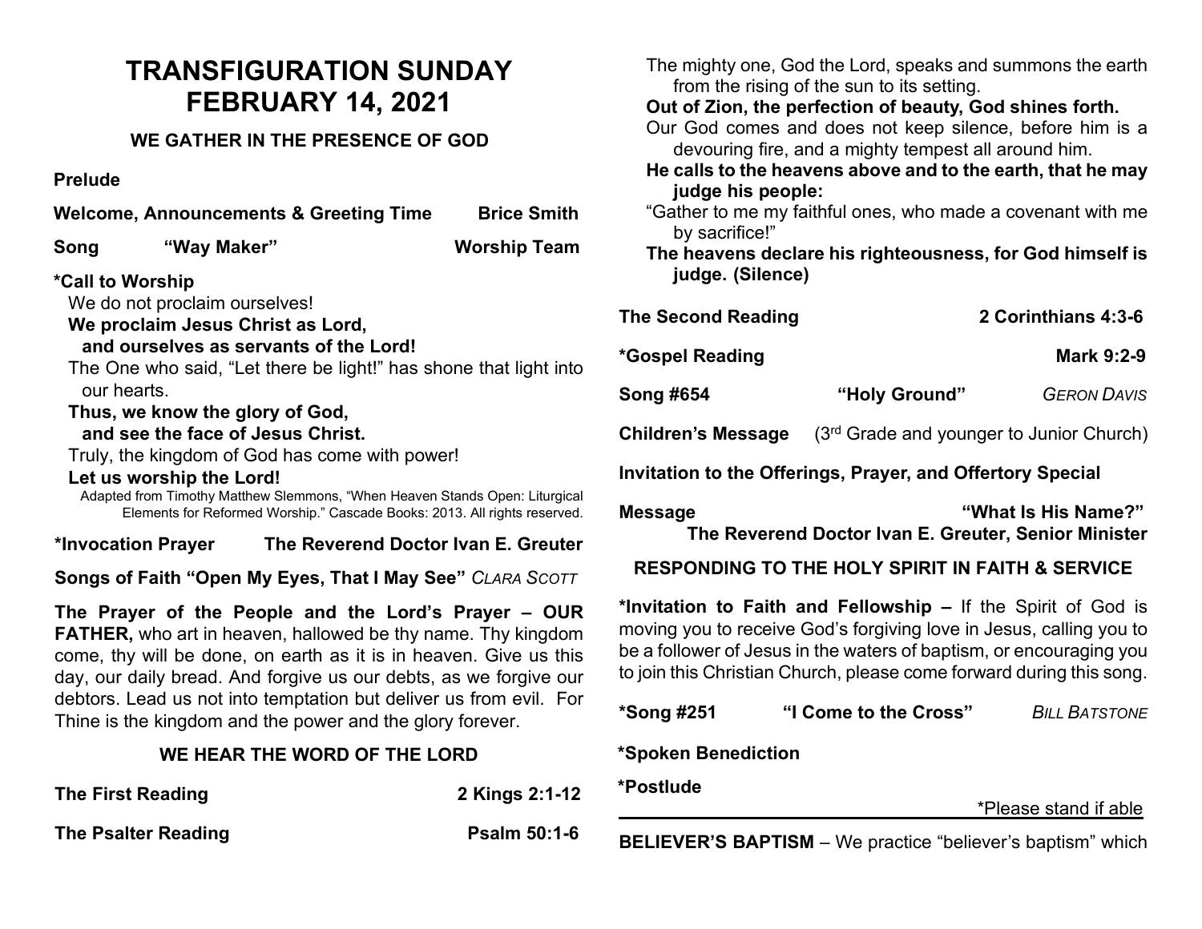# TRANSFIGURATION SUNDAY
# FEBRUARY 14, 2021

## WE GATHER IN THE PRESENCE OF GOD

**Prelude**

**Welcome, Announcements & Greeting Time** — **Brice Smith**

**Song** — **"Way Maker"** — **Worship Team**

**\*Call to Worship**

We do not proclaim ourselves!
**We proclaim Jesus Christ as Lord,**
**and ourselves as servants of the Lord!**
The One who said, "Let there be light!" has shone that light into our hearts.
**Thus, we know the glory of God,**
**and see the face of Jesus Christ.**
Truly, the kingdom of God has come with power!
**Let us worship the Lord!**

Adapted from Timothy Matthew Slemmons, "When Heaven Stands Open: Liturgical Elements for Reformed Worship." Cascade Books: 2013. All rights reserved.

**\*Invocation Prayer** — **The Reverend Doctor Ivan E. Greuter**

**Songs of Faith "Open My Eyes, That I May See"** *Clara Scott*

**The Prayer of the People and the Lord's Prayer – OUR FATHER,** who art in heaven, hallowed be thy name. Thy kingdom come, thy will be done, on earth as it is in heaven. Give us this day, our daily bread. And forgive us our debts, as we forgive our debtors. Lead us not into temptation but deliver us from evil. For Thine is the kingdom and the power and the glory forever.

## WE HEAR THE WORD OF THE LORD

**The First Reading** — **2 Kings 2:1-12**

**The Psalter Reading** — **Psalm 50:1-6**

The mighty one, God the Lord, speaks and summons the earth from the rising of the sun to its setting.
**Out of Zion, the perfection of beauty, God shines forth.**
Our God comes and does not keep silence, before him is a devouring fire, and a mighty tempest all around him.
**He calls to the heavens above and to the earth, that he may judge his people:**
"Gather to me my faithful ones, who made a covenant with me by sacrifice!"
**The heavens declare his righteousness, for God himself is judge. (Silence)**

**The Second Reading** — **2 Corinthians 4:3-6**

**\*Gospel Reading** — **Mark 9:2-9**

**Song #654** — **"Holy Ground"** — *Geron Davis*

**Children's Message** — (3rd Grade and younger to Junior Church)

**Invitation to the Offerings, Prayer, and Offertory Special**

**Message** — **"What Is His Name?"**
**The Reverend Doctor Ivan E. Greuter, Senior Minister**

## RESPONDING TO THE HOLY SPIRIT IN FAITH & SERVICE

**\*Invitation to Faith and Fellowship –** If the Spirit of God is moving you to receive God's forgiving love in Jesus, calling you to be a follower of Jesus in the waters of baptism, or encouraging you to join this Christian Church, please come forward during this song.

**\*Song #251** — **"I Come to the Cross"** — *Bill Batstone*

**\*Spoken Benediction**

**\*Postlude**

\*Please stand if able

---

**BELIEVER'S BAPTISM** – We practice "believer's baptism" which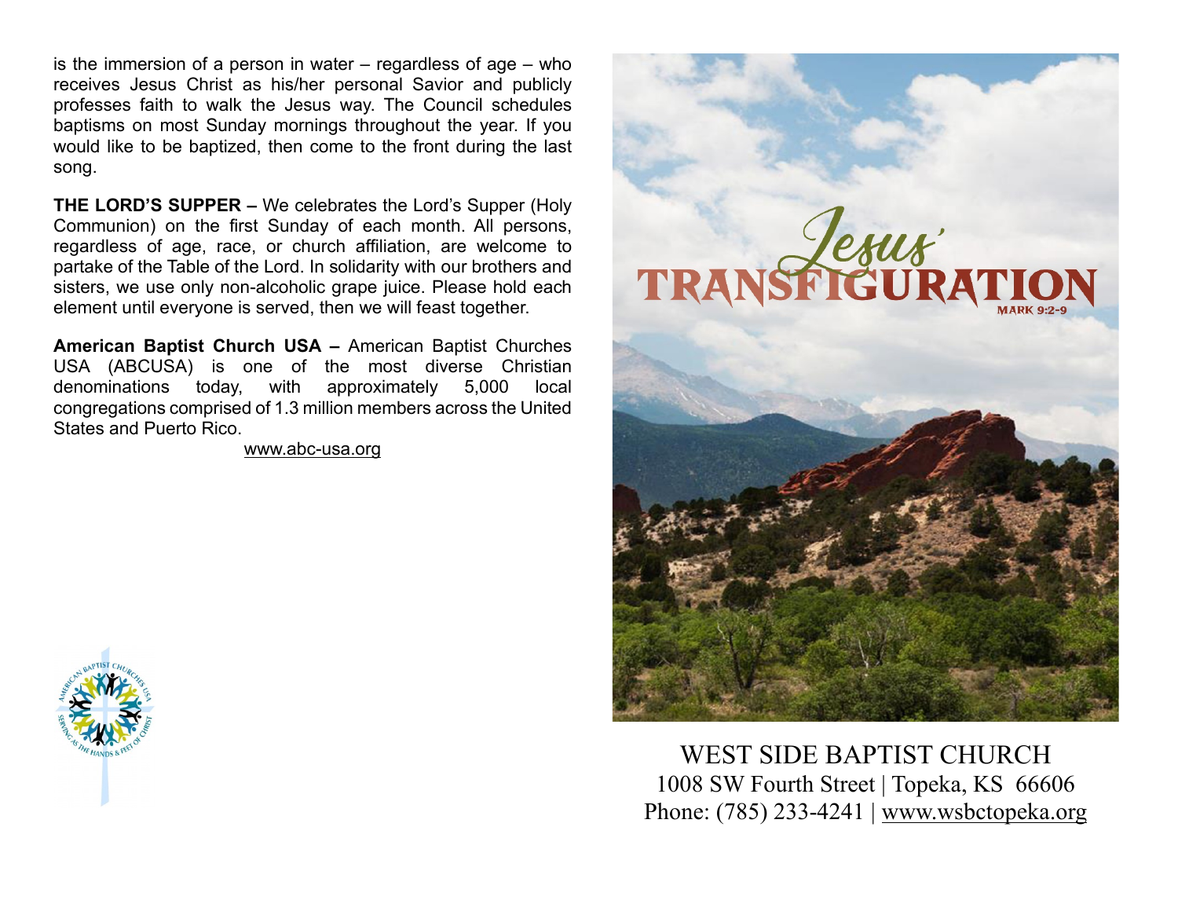is the immersion of a person in water – regardless of age – who receives Jesus Christ as his/her personal Savior and publicly professes faith to walk the Jesus way. The Council schedules baptisms on most Sunday mornings throughout the year. If you would like to be baptized, then come to the front during the last song.

**THE LORD'S SUPPER –** We celebrates the Lord's Supper (Holy Communion) on the first Sunday of each month. All persons, regardless of age, race, or church affiliation, are welcome to partake of the Table of the Lord. In solidarity with our brothers and sisters, we use only non-alcoholic grape juice. Please hold each element until everyone is served, then we will feast together.

**American Baptist Church USA –** American Baptist Churches USA (ABCUSA) is one of the most diverse Christian denominations today, with approximately 5,000 local congregations comprised of 1.3 million members across the United States and Puerto Rico.

www.abc-usa.org

AMERICAN BAPTIST CHURCHES USA
SERVING AS THE HANDS & FEET OF CHRIST

# Jesus' TRANSFIGURATION

MARK 9:2-9

WEST SIDE BAPTIST CHURCH
1008 SW Fourth Street | Topeka, KS 66606
Phone: (785) 233-4241 | www.wsbctopeka.org